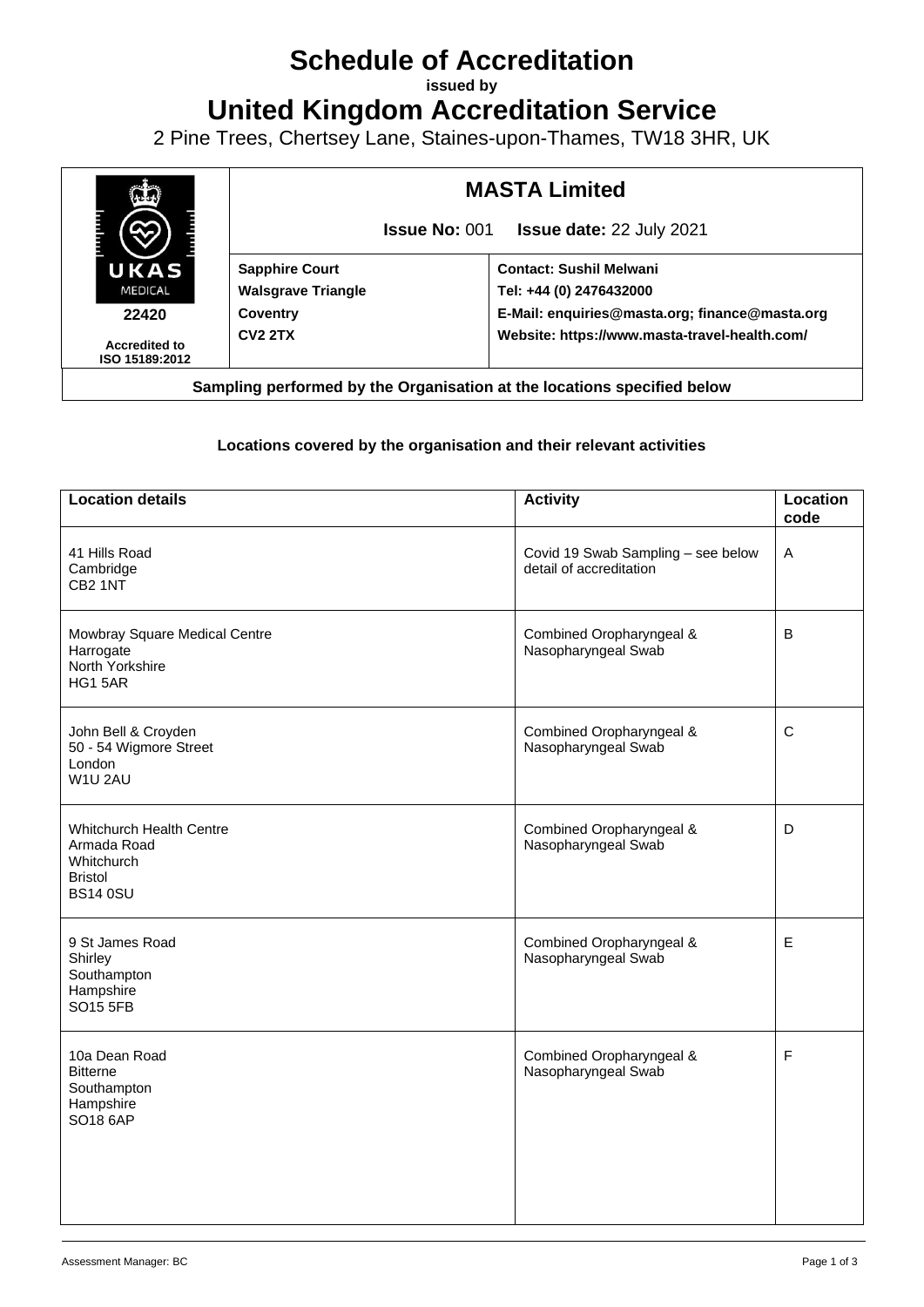# Schedule of Accreditation

**issued by**

# United Kingdom Accreditation Service

2 Pine Trees, Chertsey Lane, Staines-upon-Thames, TW18 3HR, UK

| UKAS MEDICAL 22420 Accredited to ISO 15189:2012 | **MASTA Limited** | |
|---|---|---|
| | **Issue No:** 001 **Issue date:** 22 July 2021 | |
| | **Sapphire Court** **Walsgrave Triangle** **Coventry** **CV2 2TX** | **Contact: Sushil Melwani** **Tel: +44 (0) 2476432000** **E-Mail: enquiries@masta.org; finance@masta.org** **Website: https://www.masta-travel-health.com/** |

**Sampling performed by the Organisation at the locations specified below**

**Locations covered by the organisation and their relevant activities**

| Location details | Activity | Location code |
|---|---|---|
| 41 Hills Road<br>Cambridge<br>CB2 1NT | Covid 19 Swab Sampling – see below detail of accreditation | A |
| Mowbray Square Medical Centre<br>Harrogate<br>North Yorkshire<br>HG1 5AR | Combined Oropharyngeal & Nasopharyngeal Swab | B |
| John Bell & Croyden<br>50 - 54 Wigmore Street<br>London<br>W1U 2AU | Combined Oropharyngeal & Nasopharyngeal Swab | C |
| Whitchurch Health Centre<br>Armada Road<br>Whitchurch<br>Bristol<br>BS14 0SU | Combined Oropharyngeal & Nasopharyngeal Swab | D |
| 9 St James Road<br>Shirley<br>Southampton<br>Hampshire<br>SO15 5FB | Combined Oropharyngeal & Nasopharyngeal Swab | E |
| 10a Dean Road<br>Bitterne<br>Southampton<br>Hampshire<br>SO18 6AP | Combined Oropharyngeal & Nasopharyngeal Swab | F |

Assessment Manager: BC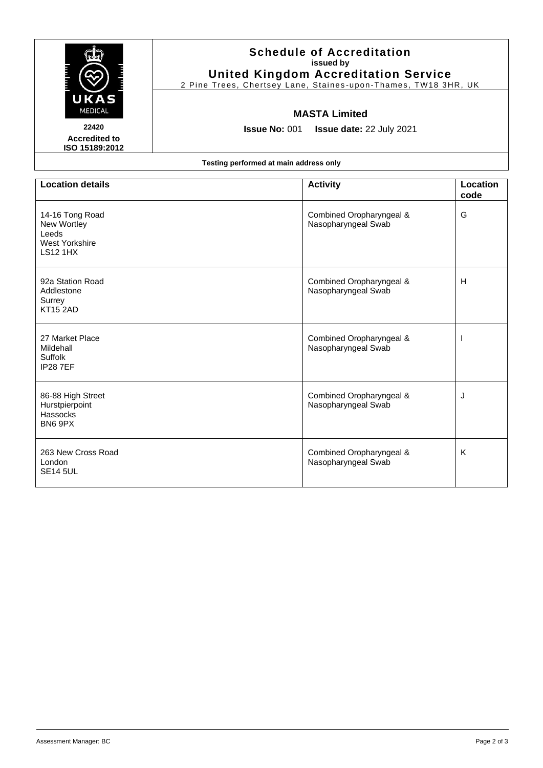**Schedule of Accreditation**
**issued by**
**United Kingdom Accreditation Service**
2 Pine Trees, Chertsey Lane, Staines-upon-Thames, TW18 3HR, UK

UKAS MEDICAL

**22420**
**Accredited to ISO 15189:2012**

## MASTA Limited

**Issue No:** 001 **Issue date:** 22 July 2021

**Testing performed at main address only**

| Location details | Activity | Location code |
|---|---|---|
| 14-16 Tong Road<br>New Wortley<br>Leeds<br>West Yorkshire<br>LS12 1HX | Combined Oropharyngeal & Nasopharyngeal Swab | G |
| 92a Station Road<br>Addlestone<br>Surrey<br>KT15 2AD | Combined Oropharyngeal & Nasopharyngeal Swab | H |
| 27 Market Place<br>Mildehall<br>Suffolk<br>IP28 7EF | Combined Oropharyngeal & Nasopharyngeal Swab | I |
| 86-88 High Street<br>Hurstpierpoint<br>Hassocks<br>BN6 9PX | Combined Oropharyngeal & Nasopharyngeal Swab | J |
| 263 New Cross Road<br>London<br>SE14 5UL | Combined Oropharyngeal & Nasopharyngeal Swab | K |

Assessment Manager: BC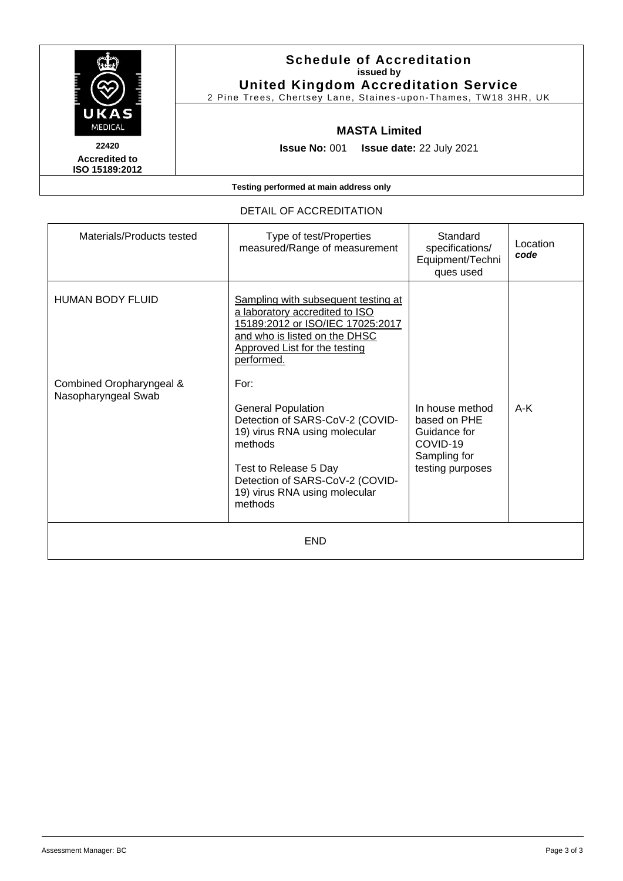**Schedule of Accreditation**
**issued by**
**United Kingdom Accreditation Service**
2 Pine Trees, Chertsey Lane, Staines-upon-Thames, TW18 3HR, UK

UKAS MEDICAL

**22420**
**Accredited to ISO 15189:2012**

**MASTA Limited**

**Issue No:** 001 **Issue date:** 22 July 2021

**Testing performed at main address only**

DETAIL OF ACCREDITATION

| Materials/Products tested | Type of test/Properties measured/Range of measurement | Standard specifications/ Equipment/Techniques used | Location *code* |
|---|---|---|---|
| HUMAN BODY FLUID | Sampling with subsequent testing at a laboratory accredited to ISO 15189:2012 or ISO/IEC 17025:2017 and who is listed on the DHSC Approved List for the testing performed. | | |
| Combined Oropharyngeal & Nasopharyngeal Swab | For:<br><br>General Population<br>Detection of SARS-CoV-2 (COVID-19) virus RNA using molecular methods<br><br>Test to Release 5 Day<br>Detection of SARS-CoV-2 (COVID-19) virus RNA using molecular methods | In house method based on PHE Guidance for COVID-19 Sampling for testing purposes | A-K |

END

Assessment Manager: BC